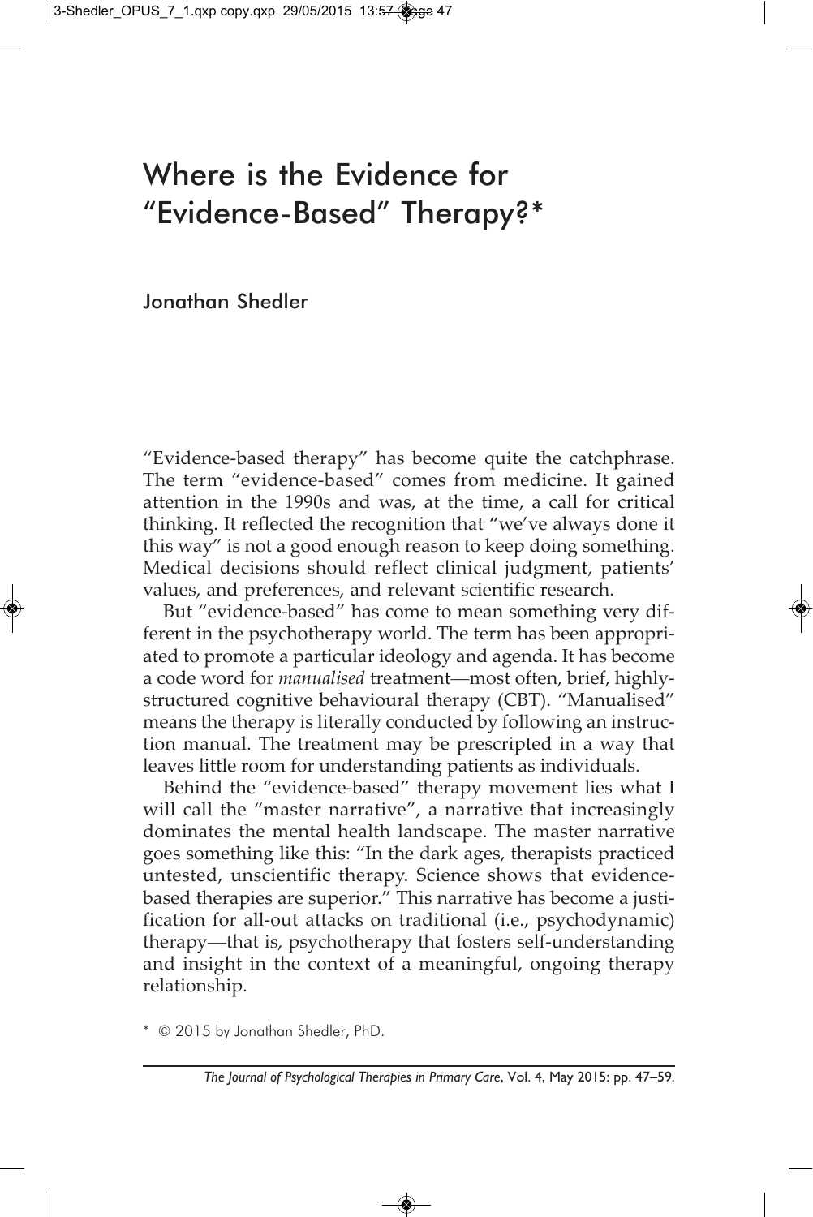# Where is the Evidence for "Evidence-Based" Therapy?*

Jonathan Shedler

"Evidence-based therapy" has become quite the catchphrase. The term "evidence-based" comes from medicine. It gained attention in the 1990s and was, at the time, a call for critical thinking. It reflected the recognition that "we've always done it this way" is not a good enough reason to keep doing something. Medical decisions should reflect clinical judgment, patients' values, and preferences, and relevant scientific research.

But "evidence-based" has come to mean something very different in the psychotherapy world. The term has been appropriated to promote a particular ideology and agenda. It has become a code word for *manualised* treatment—most often, brief, highly-structured cognitive behavioural therapy (CBT). "Manualised" means the therapy is literally conducted by following an instruction manual. The treatment may be prescripted in a way that leaves little room for understanding patients as individuals.

Behind the "evidence-based" therapy movement lies what I will call the "master narrative", a narrative that increasingly dominates the mental health landscape. The master narrative goes something like this: "In the dark ages, therapists practiced untested, unscientific therapy. Science shows that evidence-based therapies are superior." This narrative has become a justification for all-out attacks on traditional (i.e., psychodynamic) therapy—that is, psychotherapy that fosters self-understanding and insight in the context of a meaningful, ongoing therapy relationship.

\* © 2015 by Jonathan Shedler, PhD.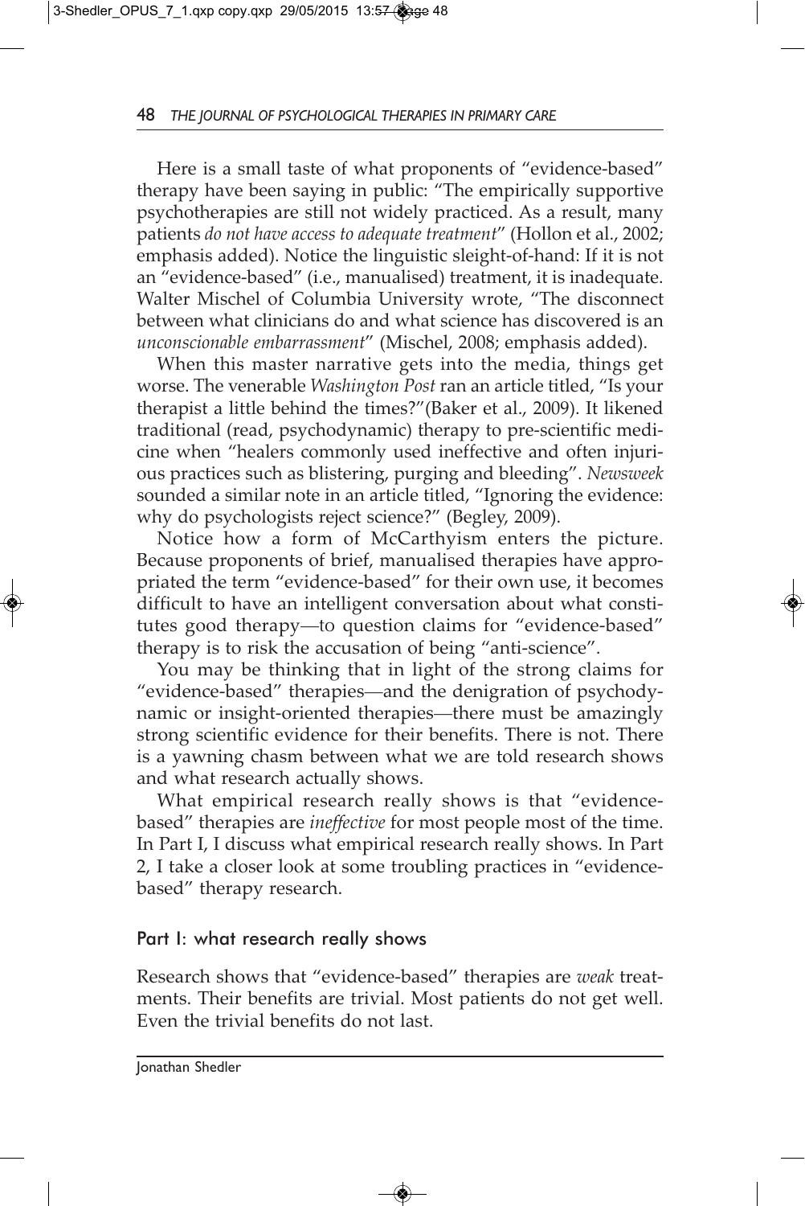Here is a small taste of what proponents of "evidence-based" therapy have been saying in public: "The empirically supportive psychotherapies are still not widely practiced. As a result, many patients *do not have access to adequate treatment*" (Hollon et al., 2002; emphasis added). Notice the linguistic sleight-of-hand: If it is not an "evidence-based" (i.e., manualised) treatment, it is inadequate. Walter Mischel of Columbia University wrote, "The disconnect between what clinicians do and what science has discovered is an *unconscionable embarrassment*" (Mischel, 2008; emphasis added).

When this master narrative gets into the media, things get worse. The venerable *Washington Post* ran an article titled, "Is your therapist a little behind the times?"(Baker et al., 2009). It likened traditional (read, psychodynamic) therapy to pre-scientific medicine when "healers commonly used ineffective and often injurious practices such as blistering, purging and bleeding". *Newsweek* sounded a similar note in an article titled, "Ignoring the evidence: why do psychologists reject science?" (Begley, 2009).

Notice how a form of McCarthyism enters the picture. Because proponents of brief, manualised therapies have appropriated the term "evidence-based" for their own use, it becomes difficult to have an intelligent conversation about what constitutes good therapy—to question claims for "evidence-based" therapy is to risk the accusation of being "anti-science".

You may be thinking that in light of the strong claims for "evidence-based" therapies—and the denigration of psychodynamic or insight-oriented therapies—there must be amazingly strong scientific evidence for their benefits. There is not. There is a yawning chasm between what we are told research shows and what research actually shows.

What empirical research really shows is that "evidence-based" therapies are *ineffective* for most people most of the time. In Part I, I discuss what empirical research really shows. In Part 2, I take a closer look at some troubling practices in "evidence-based" therapy research.

## Part I: what research really shows

Research shows that "evidence-based" therapies are *weak* treatments. Their benefits are trivial. Most patients do not get well. Even the trivial benefits do not last.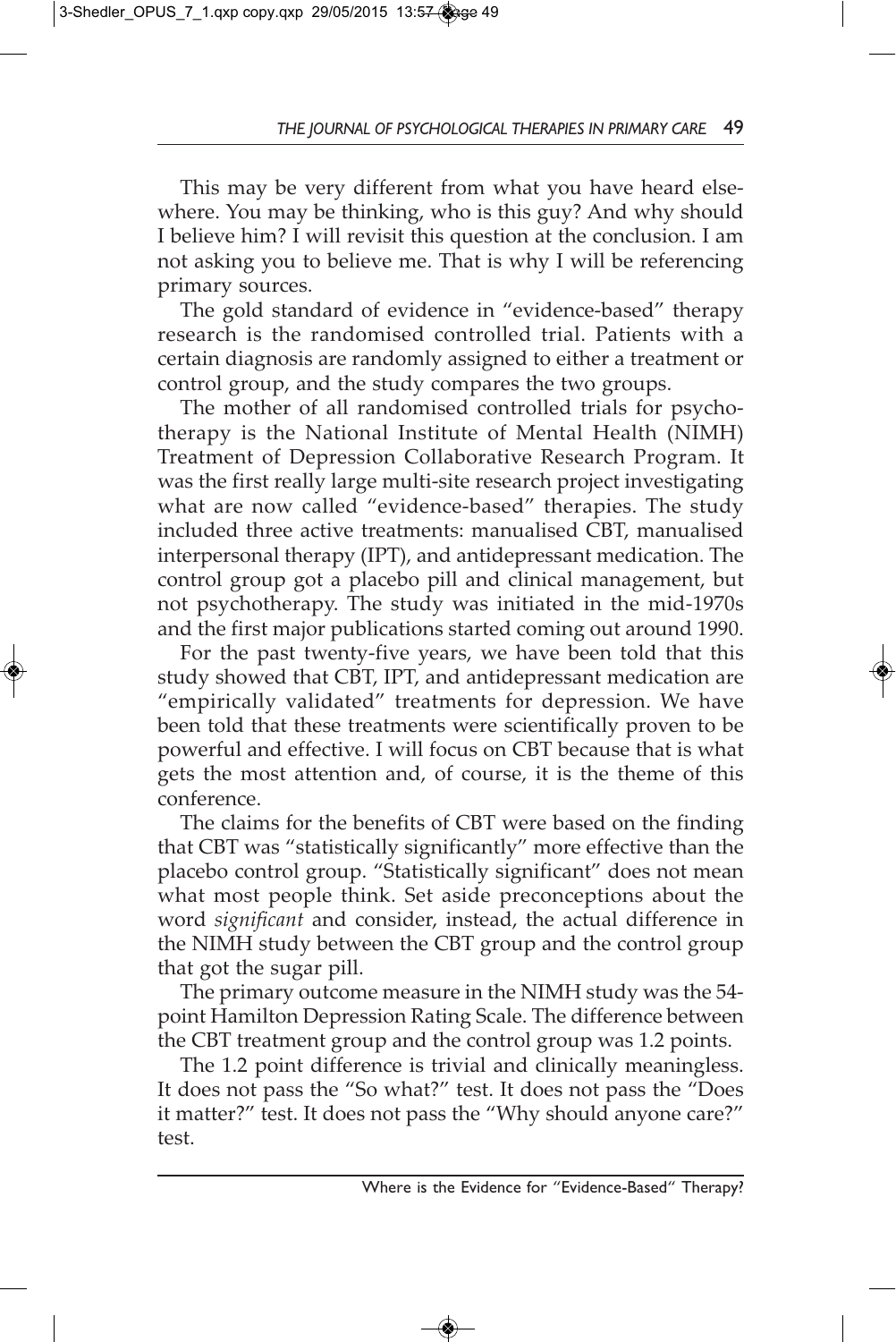This may be very different from what you have heard elsewhere. You may be thinking, who is this guy? And why should I believe him? I will revisit this question at the conclusion. I am not asking you to believe me. That is why I will be referencing primary sources.

The gold standard of evidence in "evidence-based" therapy research is the randomised controlled trial. Patients with a certain diagnosis are randomly assigned to either a treatment or control group, and the study compares the two groups.

The mother of all randomised controlled trials for psychotherapy is the National Institute of Mental Health (NIMH) Treatment of Depression Collaborative Research Program. It was the first really large multi-site research project investigating what are now called "evidence-based" therapies. The study included three active treatments: manualised CBT, manualised interpersonal therapy (IPT), and antidepressant medication. The control group got a placebo pill and clinical management, but not psychotherapy. The study was initiated in the mid-1970s and the first major publications started coming out around 1990.

For the past twenty-five years, we have been told that this study showed that CBT, IPT, and antidepressant medication are "empirically validated" treatments for depression. We have been told that these treatments were scientifically proven to be powerful and effective. I will focus on CBT because that is what gets the most attention and, of course, it is the theme of this conference.

The claims for the benefits of CBT were based on the finding that CBT was "statistically significantly" more effective than the placebo control group. "Statistically significant" does not mean what most people think. Set aside preconceptions about the word *significant* and consider, instead, the actual difference in the NIMH study between the CBT group and the control group that got the sugar pill.

The primary outcome measure in the NIMH study was the 54-point Hamilton Depression Rating Scale. The difference between the CBT treatment group and the control group was 1.2 points.

The 1.2 point difference is trivial and clinically meaningless. It does not pass the "So what?" test. It does not pass the "Does it matter?" test. It does not pass the "Why should anyone care?" test.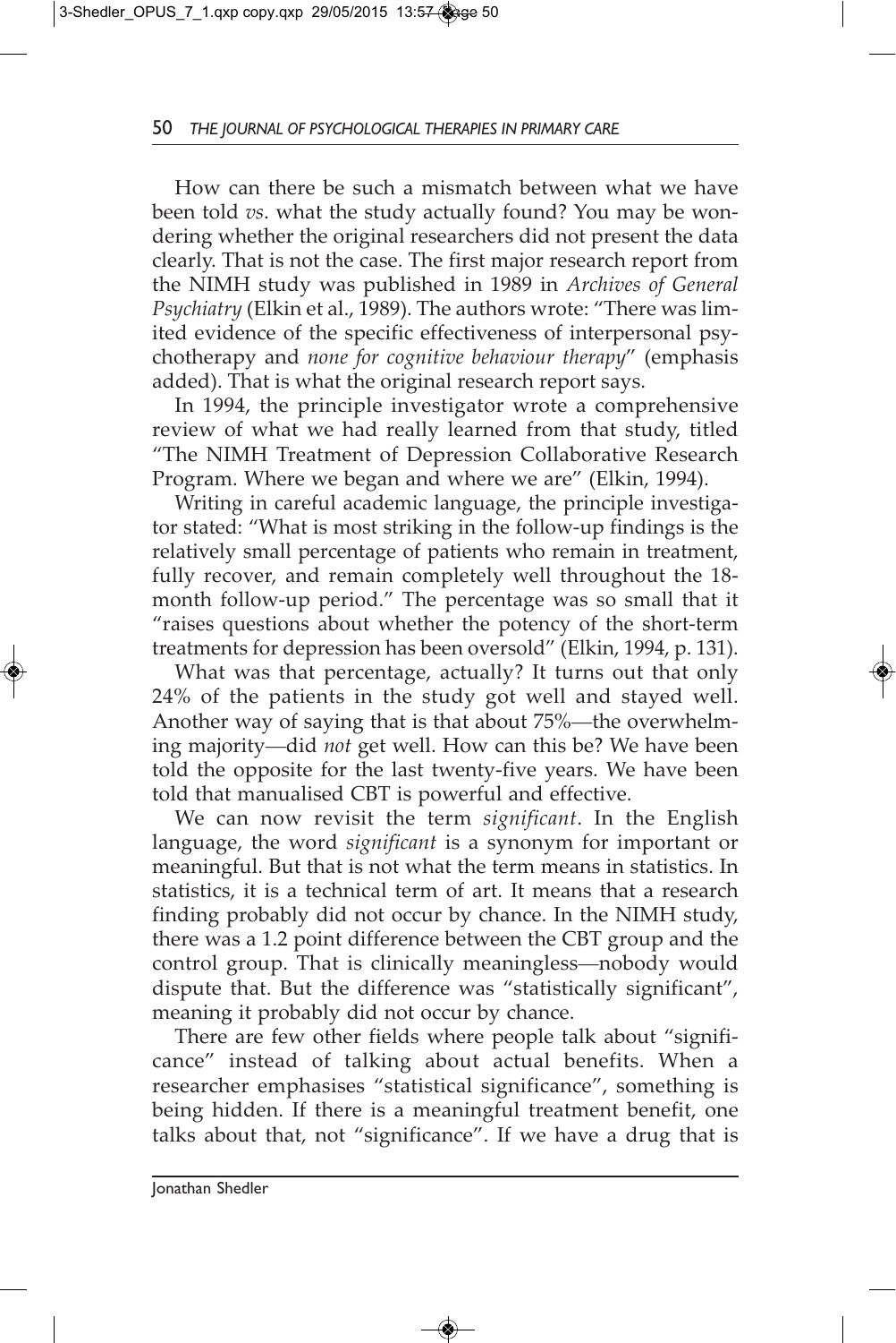How can there be such a mismatch between what we have been told *vs*. what the study actually found? You may be wondering whether the original researchers did not present the data clearly. That is not the case. The first major research report from the NIMH study was published in 1989 in *Archives of General Psychiatry* (Elkin et al., 1989). The authors wrote: "There was limited evidence of the specific effectiveness of interpersonal psychotherapy and *none for cognitive behaviour therapy*" (emphasis added). That is what the original research report says.

In 1994, the principle investigator wrote a comprehensive review of what we had really learned from that study, titled "The NIMH Treatment of Depression Collaborative Research Program. Where we began and where we are" (Elkin, 1994).

Writing in careful academic language, the principle investigator stated: "What is most striking in the follow-up findings is the relatively small percentage of patients who remain in treatment, fully recover, and remain completely well throughout the 18-month follow-up period." The percentage was so small that it "raises questions about whether the potency of the short-term treatments for depression has been oversold" (Elkin, 1994, p. 131).

What was that percentage, actually? It turns out that only 24% of the patients in the study got well and stayed well. Another way of saying that is that about 75%—the overwhelming majority—did *not* get well. How can this be? We have been told the opposite for the last twenty-five years. We have been told that manualised CBT is powerful and effective.

We can now revisit the term *significant*. In the English language, the word *significant* is a synonym for important or meaningful. But that is not what the term means in statistics. In statistics, it is a technical term of art. It means that a research finding probably did not occur by chance. In the NIMH study, there was a 1.2 point difference between the CBT group and the control group. That is clinically meaningless—nobody would dispute that. But the difference was "statistically significant", meaning it probably did not occur by chance.

There are few other fields where people talk about "significance" instead of talking about actual benefits. When a researcher emphasises "statistical significance", something is being hidden. If there is a meaningful treatment benefit, one talks about that, not "significance". If we have a drug that is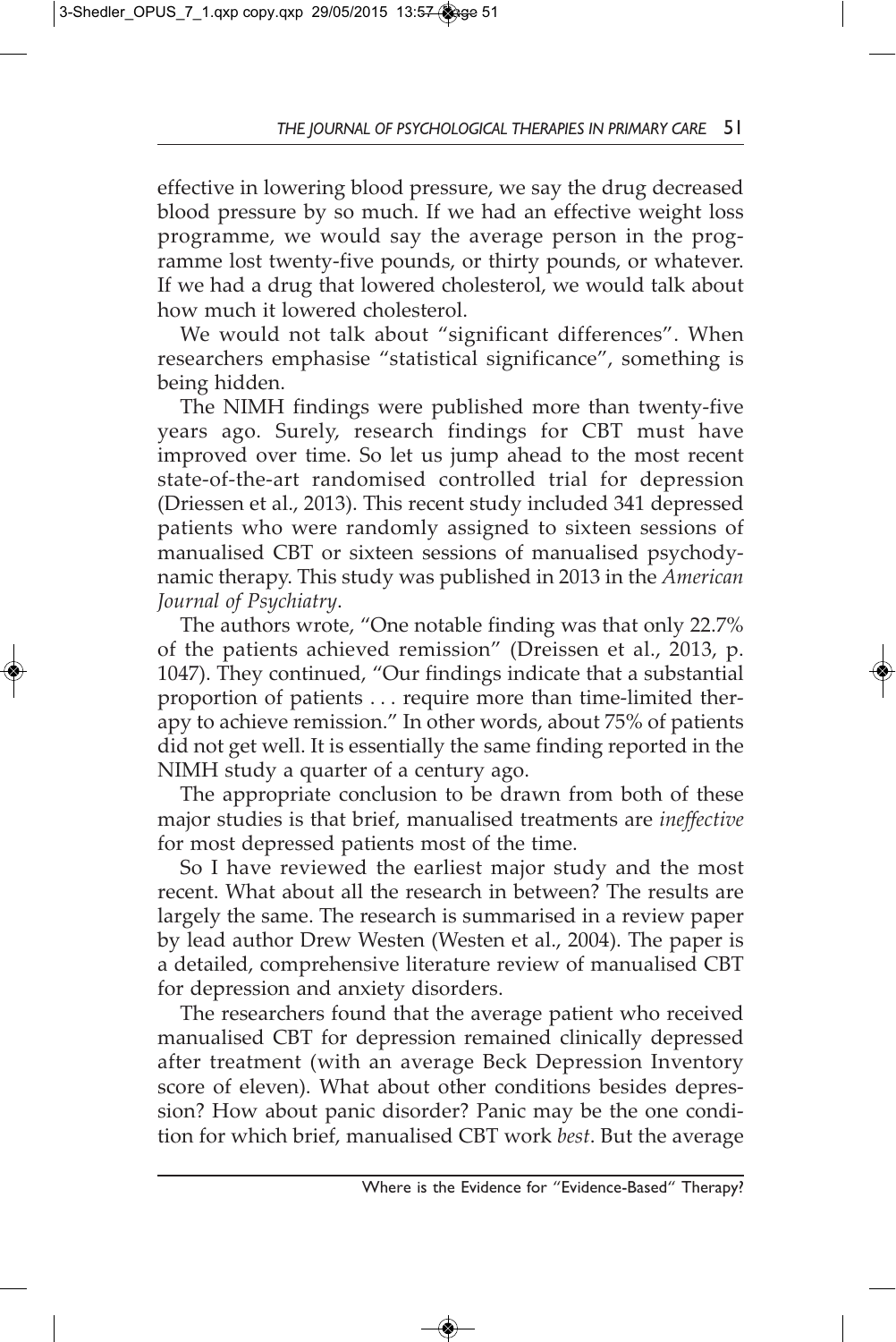effective in lowering blood pressure, we say the drug decreased blood pressure by so much. If we had an effective weight loss programme, we would say the average person in the programme lost twenty-five pounds, or thirty pounds, or whatever. If we had a drug that lowered cholesterol, we would talk about how much it lowered cholesterol.

We would not talk about "significant differences". When researchers emphasise "statistical significance", something is being hidden.

The NIMH findings were published more than twenty-five years ago. Surely, research findings for CBT must have improved over time. So let us jump ahead to the most recent state-of-the-art randomised controlled trial for depression (Driessen et al., 2013). This recent study included 341 depressed patients who were randomly assigned to sixteen sessions of manualised CBT or sixteen sessions of manualised psychodynamic therapy. This study was published in 2013 in the *American Journal of Psychiatry*.

The authors wrote, "One notable finding was that only 22.7% of the patients achieved remission" (Dreissen et al., 2013, p. 1047). They continued, "Our findings indicate that a substantial proportion of patients . . . require more than time-limited therapy to achieve remission." In other words, about 75% of patients did not get well. It is essentially the same finding reported in the NIMH study a quarter of a century ago.

The appropriate conclusion to be drawn from both of these major studies is that brief, manualised treatments are *ineffective* for most depressed patients most of the time.

So I have reviewed the earliest major study and the most recent. What about all the research in between? The results are largely the same. The research is summarised in a review paper by lead author Drew Westen (Westen et al., 2004). The paper is a detailed, comprehensive literature review of manualised CBT for depression and anxiety disorders.

The researchers found that the average patient who received manualised CBT for depression remained clinically depressed after treatment (with an average Beck Depression Inventory score of eleven). What about other conditions besides depression? How about panic disorder? Panic may be the one condition for which brief, manualised CBT work *best*. But the average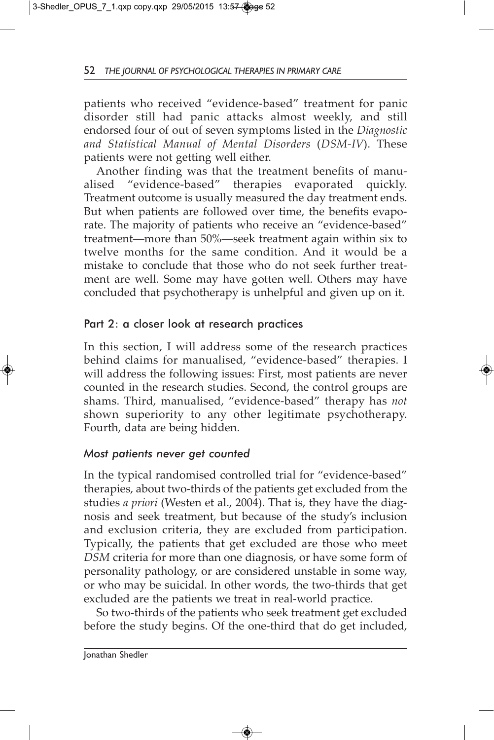patients who received "evidence-based" treatment for panic disorder still had panic attacks almost weekly, and still endorsed four of out of seven symptoms listed in the *Diagnostic and Statistical Manual of Mental Disorders* (*DSM-IV*). These patients were not getting well either.

Another finding was that the treatment benefits of manualised "evidence-based" therapies evaporated quickly. Treatment outcome is usually measured the day treatment ends. But when patients are followed over time, the benefits evaporate. The majority of patients who receive an "evidence-based" treatment—more than 50%—seek treatment again within six to twelve months for the same condition. And it would be a mistake to conclude that those who do not seek further treatment are well. Some may have gotten well. Others may have concluded that psychotherapy is unhelpful and given up on it.

## Part 2: a closer look at research practices

In this section, I will address some of the research practices behind claims for manualised, "evidence-based" therapies. I will address the following issues: First, most patients are never counted in the research studies. Second, the control groups are shams. Third, manualised, "evidence-based" therapy has *not* shown superiority to any other legitimate psychotherapy. Fourth, data are being hidden.

### *Most patients never get counted*

In the typical randomised controlled trial for "evidence-based" therapies, about two-thirds of the patients get excluded from the studies *a priori* (Westen et al., 2004). That is, they have the diagnosis and seek treatment, but because of the study's inclusion and exclusion criteria, they are excluded from participation. Typically, the patients that get excluded are those who meet *DSM* criteria for more than one diagnosis, or have some form of personality pathology, or are considered unstable in some way, or who may be suicidal. In other words, the two-thirds that get excluded are the patients we treat in real-world practice.

So two-thirds of the patients who seek treatment get excluded before the study begins. Of the one-third that do get included,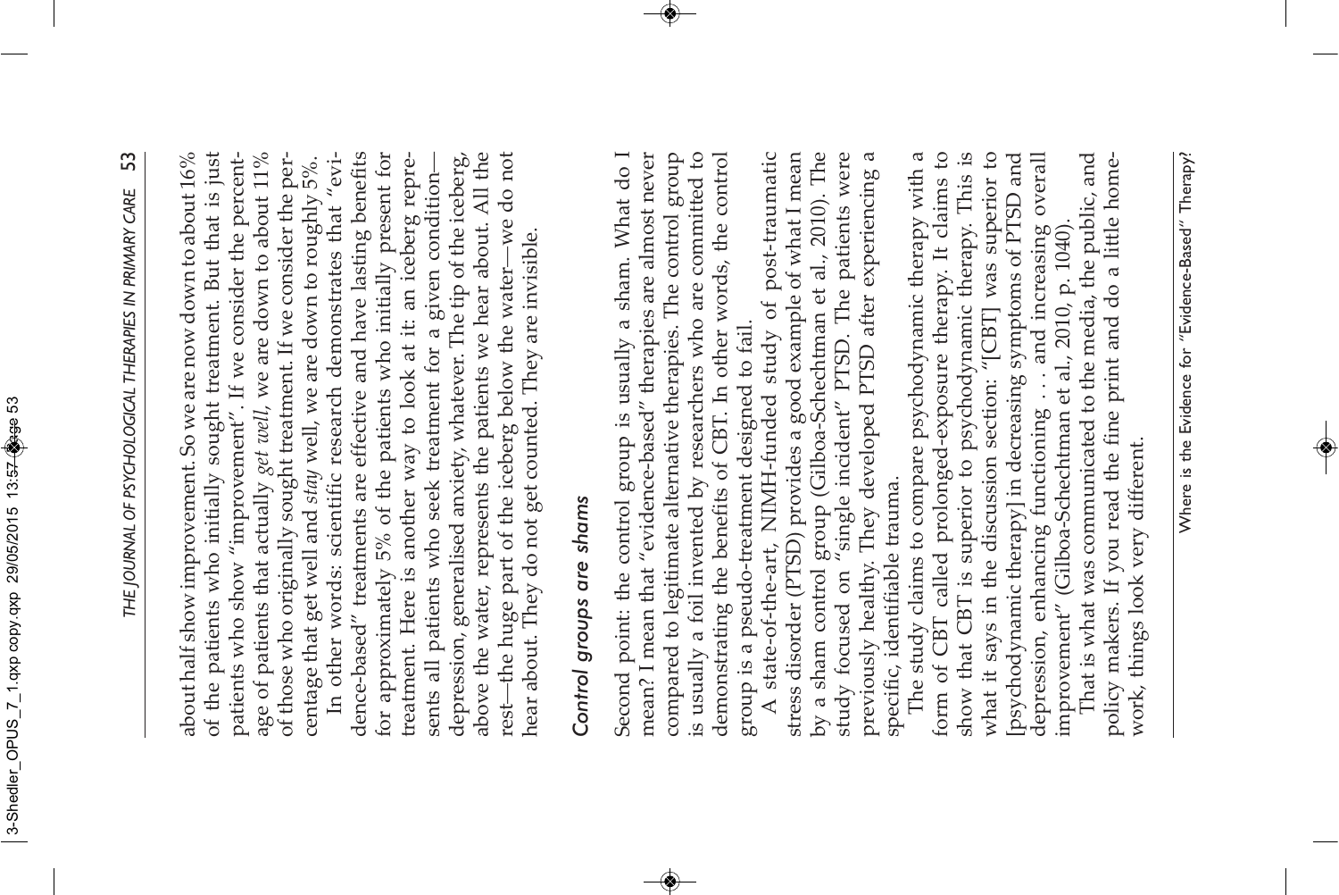about half show improvement. So we are now down to about 16% of the patients who initially sought treatment. But that is just patients who show "improvement". If we consider the percentage of patients that actually *get well*, we are down to about 11% of those who originally sought treatment. If we consider the percentage that get well and *stay* well, we are down to roughly 5%.

In other words: scientific research demonstrates that "evidence-based" treatments are effective and have lasting benefits for approximately 5% of the patients who initially present for treatment. Here is another way to look at it: an iceberg represents all patients who seek treatment for a given condition—depression, generalised anxiety, whatever. The tip of the iceberg, above the water, represents the patients we hear about. All the rest—the huge part of the iceberg below the water—we do not hear about. They do not get counted. They are invisible.

### *Control groups are shams*

Second point: the control group is usually a sham. What do I mean? I mean that "evidence-based" therapies are almost never compared to legitimate alternative therapies. The control group is usually a foil invented by researchers who are committed to demonstrating the benefits of CBT. In other words, the control group is a pseudo-treatment designed to fail.

A state-of-the-art, NIMH-funded study of post-traumatic stress disorder (PTSD) provides a good example of what I mean by a sham control group (Gilboa-Schechtman et al., 2010). The study focused on "single incident" PTSD. The patients were previously healthy. They developed PTSD after experiencing a specific, identifiable trauma.

The study claims to compare psychodynamic therapy with a form of CBT called prolonged-exposure therapy. It claims to show that CBT is superior to psychodynamic therapy. This is what it says in the discussion section: "[CBT] was superior to [psychodynamic therapy] in decreasing symptoms of PTSD and depression, enhancing functioning . . . and increasing overall improvement" (Gilboa-Schechtman et al., 2010, p. 1040).

That is what was communicated to the media, the public, and policy makers. If you read the fine print and do a little homework, things look very different.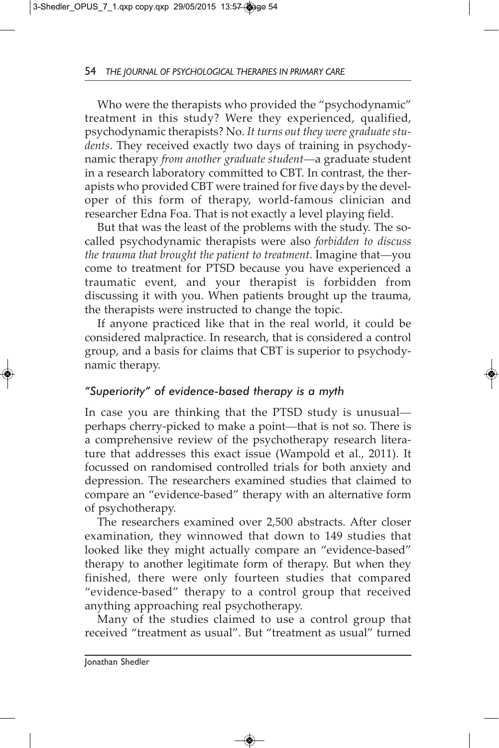Who were the therapists who provided the "psychodynamic" treatment in this study? Were they experienced, qualified, psychodynamic therapists? No. *It turns out they were graduate students*. They received exactly two days of training in psychodynamic therapy *from another graduate student*—a graduate student in a research laboratory committed to CBT. In contrast, the therapists who provided CBT were trained for five days by the developer of this form of therapy, world-famous clinician and researcher Edna Foa. That is not exactly a level playing field.

But that was the least of the problems with the study. The so-called psychodynamic therapists were also *forbidden to discuss the trauma that brought the patient to treatment*. Imagine that—you come to treatment for PTSD because you have experienced a traumatic event, and your therapist is forbidden from discussing it with you. When patients brought up the trauma, the therapists were instructed to change the topic.

If anyone practiced like that in the real world, it could be considered malpractice. In research, that is considered a control group, and a basis for claims that CBT is superior to psychodynamic therapy.

### *"Superiority" of evidence-based therapy is a myth*

In case you are thinking that the PTSD study is unusual—perhaps cherry-picked to make a point—that is not so. There is a comprehensive review of the psychotherapy research literature that addresses this exact issue (Wampold et al., 2011). It focussed on randomised controlled trials for both anxiety and depression. The researchers examined studies that claimed to compare an "evidence-based" therapy with an alternative form of psychotherapy.

The researchers examined over 2,500 abstracts. After closer examination, they winnowed that down to 149 studies that looked like they might actually compare an "evidence-based" therapy to another legitimate form of therapy. But when they finished, there were only fourteen studies that compared "evidence-based" therapy to a control group that received anything approaching real psychotherapy.

Many of the studies claimed to use a control group that received "treatment as usual". But "treatment as usual" turned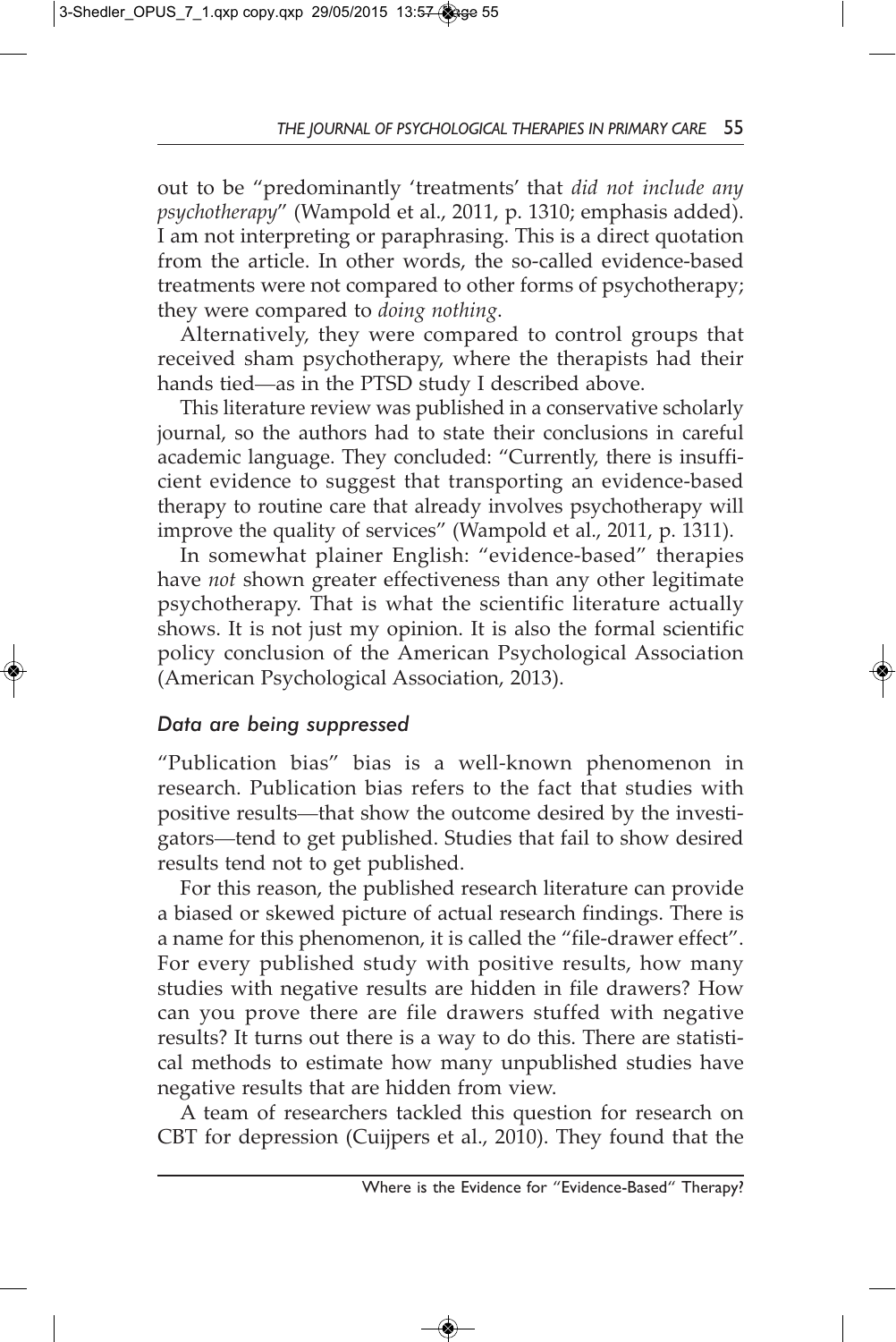out to be "predominantly 'treatments' that *did not include any psychotherapy*" (Wampold et al., 2011, p. 1310; emphasis added). I am not interpreting or paraphrasing. This is a direct quotation from the article. In other words, the so-called evidence-based treatments were not compared to other forms of psychotherapy; they were compared to *doing nothing*.

Alternatively, they were compared to control groups that received sham psychotherapy, where the therapists had their hands tied—as in the PTSD study I described above.

This literature review was published in a conservative scholarly journal, so the authors had to state their conclusions in careful academic language. They concluded: "Currently, there is insufficient evidence to suggest that transporting an evidence-based therapy to routine care that already involves psychotherapy will improve the quality of services" (Wampold et al., 2011, p. 1311).

In somewhat plainer English: "evidence-based" therapies have *not* shown greater effectiveness than any other legitimate psychotherapy. That is what the scientific literature actually shows. It is not just my opinion. It is also the formal scientific policy conclusion of the American Psychological Association (American Psychological Association, 2013).

### *Data are being suppressed*

"Publication bias" bias is a well-known phenomenon in research. Publication bias refers to the fact that studies with positive results—that show the outcome desired by the investigators—tend to get published. Studies that fail to show desired results tend not to get published.

For this reason, the published research literature can provide a biased or skewed picture of actual research findings. There is a name for this phenomenon, it is called the "file-drawer effect". For every published study with positive results, how many studies with negative results are hidden in file drawers? How can you prove there are file drawers stuffed with negative results? It turns out there is a way to do this. There are statistical methods to estimate how many unpublished studies have negative results that are hidden from view.

A team of researchers tackled this question for research on CBT for depression (Cuijpers et al., 2010). They found that the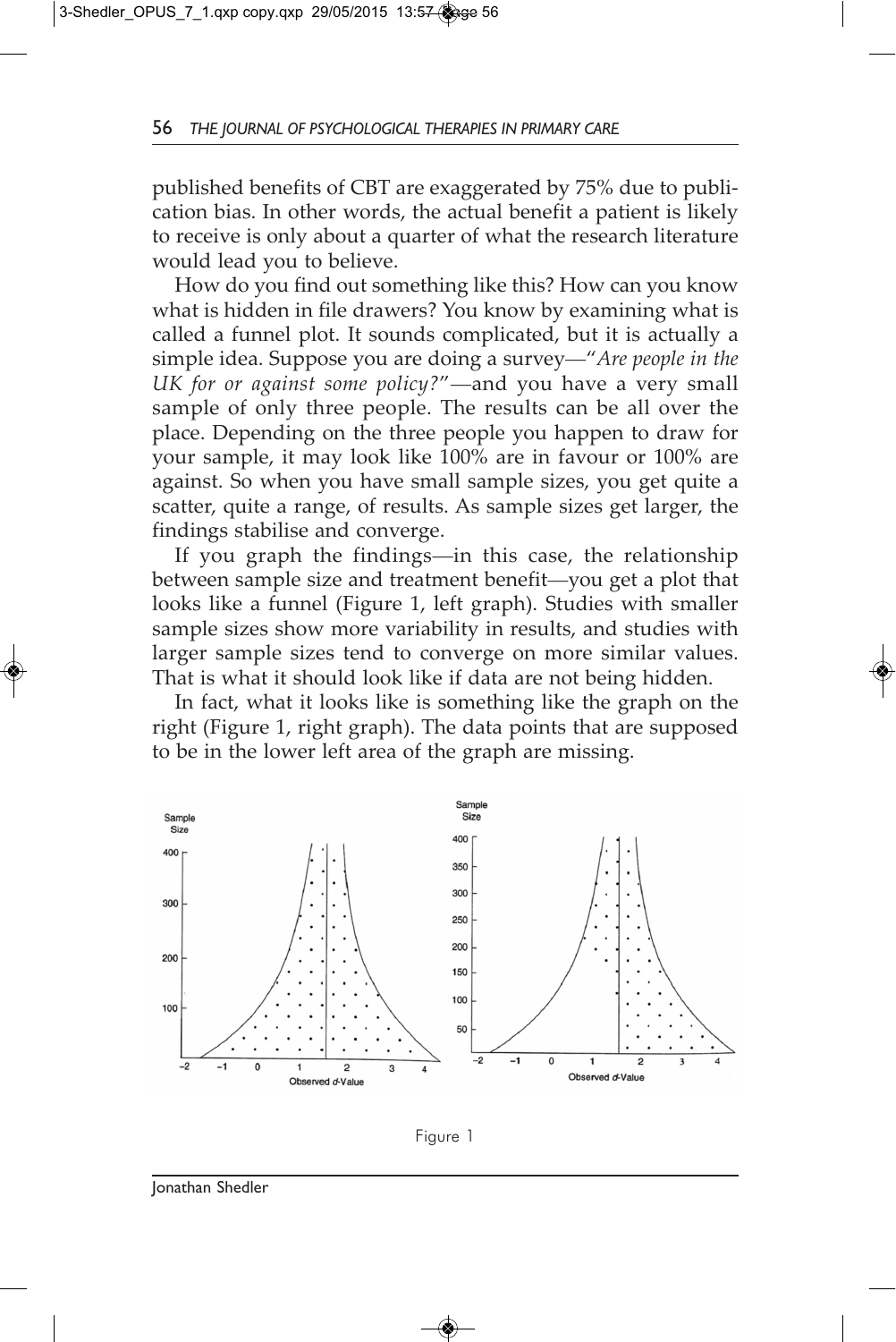published benefits of CBT are exaggerated by 75% due to publication bias. In other words, the actual benefit a patient is likely to receive is only about a quarter of what the research literature would lead you to believe.

How do you find out something like this? How can you know what is hidden in file drawers? You know by examining what is called a funnel plot. It sounds complicated, but it is actually a simple idea. Suppose you are doing a survey—"*Are people in the UK for or against some policy?*"—and you have a very small sample of only three people. The results can be all over the place. Depending on the three people you happen to draw for your sample, it may look like 100% are in favour or 100% are against. So when you have small sample sizes, you get quite a scatter, quite a range, of results. As sample sizes get larger, the findings stabilise and converge.

If you graph the findings—in this case, the relationship between sample size and treatment benefit—you get a plot that looks like a funnel (Figure 1, left graph). Studies with smaller sample sizes show more variability in results, and studies with larger sample sizes tend to converge on more similar values. That is what it should look like if data are not being hidden.

In fact, what it looks like is something like the graph on the right (Figure 1, right graph). The data points that are supposed to be in the lower left area of the graph are missing.

Figure 1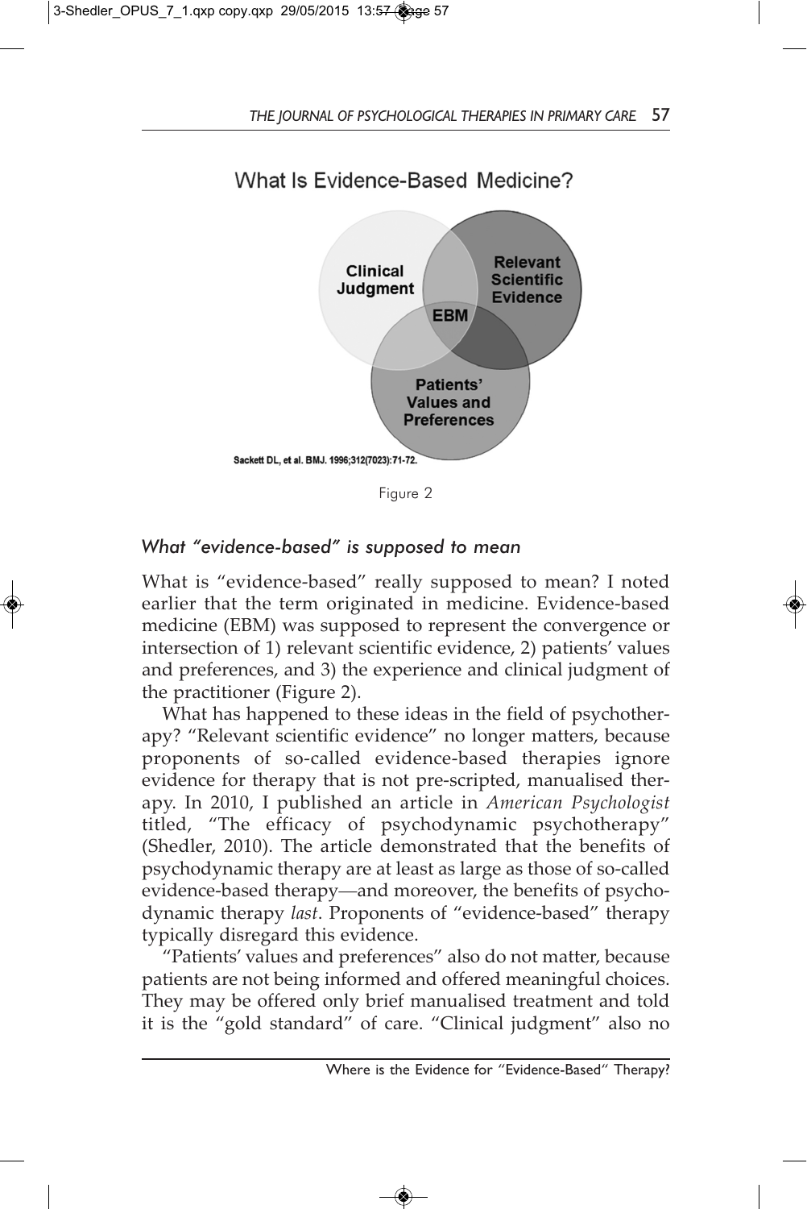What Is Evidence-Based Medicine?

Clinical Judgment

Relevant Scientific Evidence

EBM

Patients' Values and Preferences

Sackett DL, et al. BMJ. 1996;312(7023):71-72.

Figure 2

### *What "evidence-based" is supposed to mean*

What is "evidence-based" really supposed to mean? I noted earlier that the term originated in medicine. Evidence-based medicine (EBM) was supposed to represent the convergence or intersection of 1) relevant scientific evidence, 2) patients' values and preferences, and 3) the experience and clinical judgment of the practitioner (Figure 2).

What has happened to these ideas in the field of psychotherapy? "Relevant scientific evidence" no longer matters, because proponents of so-called evidence-based therapies ignore evidence for therapy that is not pre-scripted, manualised therapy. In 2010, I published an article in *American Psychologist* titled, "The efficacy of psychodynamic psychotherapy" (Shedler, 2010). The article demonstrated that the benefits of psychodynamic therapy are at least as large as those of so-called evidence-based therapy—and moreover, the benefits of psychodynamic therapy *last*. Proponents of "evidence-based" therapy typically disregard this evidence.

"Patients' values and preferences" also do not matter, because patients are not being informed and offered meaningful choices. They may be offered only brief manualised treatment and told it is the "gold standard" of care. "Clinical judgment" also no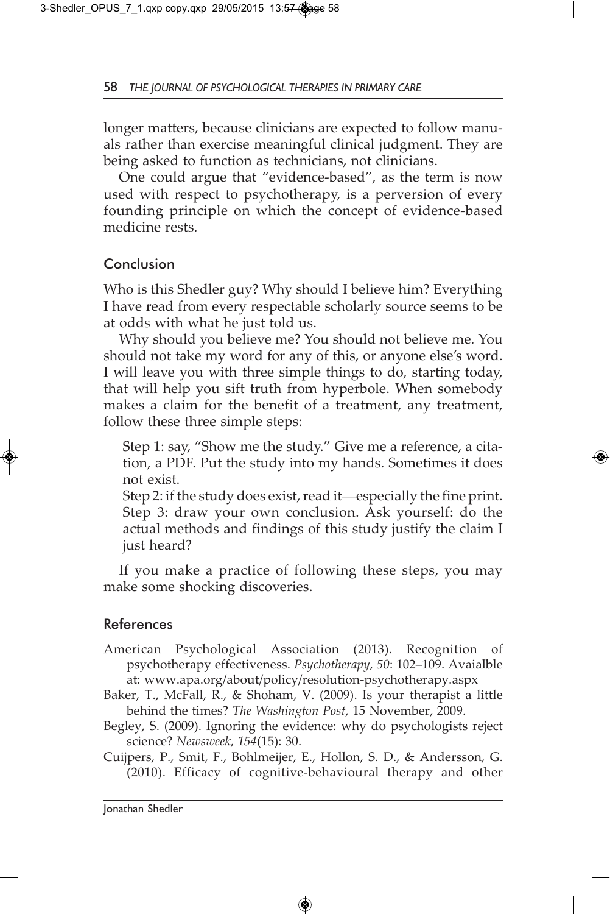longer matters, because clinicians are expected to follow manuals rather than exercise meaningful clinical judgment. They are being asked to function as technicians, not clinicians.

One could argue that "evidence-based", as the term is now used with respect to psychotherapy, is a perversion of every founding principle on which the concept of evidence-based medicine rests.

## Conclusion

Who is this Shedler guy? Why should I believe him? Everything I have read from every respectable scholarly source seems to be at odds with what he just told us.

Why should you believe me? You should not believe me. You should not take my word for any of this, or anyone else's word. I will leave you with three simple things to do, starting today, that will help you sift truth from hyperbole. When somebody makes a claim for the benefit of a treatment, any treatment, follow these three simple steps:

> Step 1: say, "Show me the study." Give me a reference, a citation, a PDF. Put the study into my hands. Sometimes it does not exist.
> Step 2: if the study does exist, read it—especially the fine print.
> Step 3: draw your own conclusion. Ask yourself: do the actual methods and findings of this study justify the claim I just heard?

If you make a practice of following these steps, you may make some shocking discoveries.

## References

American Psychological Association (2013). Recognition of psychotherapy effectiveness. *Psychotherapy*, *50*: 102–109. Avaialble at: www.apa.org/about/policy/resolution-psychotherapy.aspx

Baker, T., McFall, R., & Shoham, V. (2009). Is your therapist a little behind the times? *The Washington Post*, 15 November, 2009.

Begley, S. (2009). Ignoring the evidence: why do psychologists reject science? *Newsweek*, *154*(15): 30.

Cuijpers, P., Smit, F., Bohlmeijer, E., Hollon, S. D., & Andersson, G. (2010). Efficacy of cognitive-behavioural therapy and other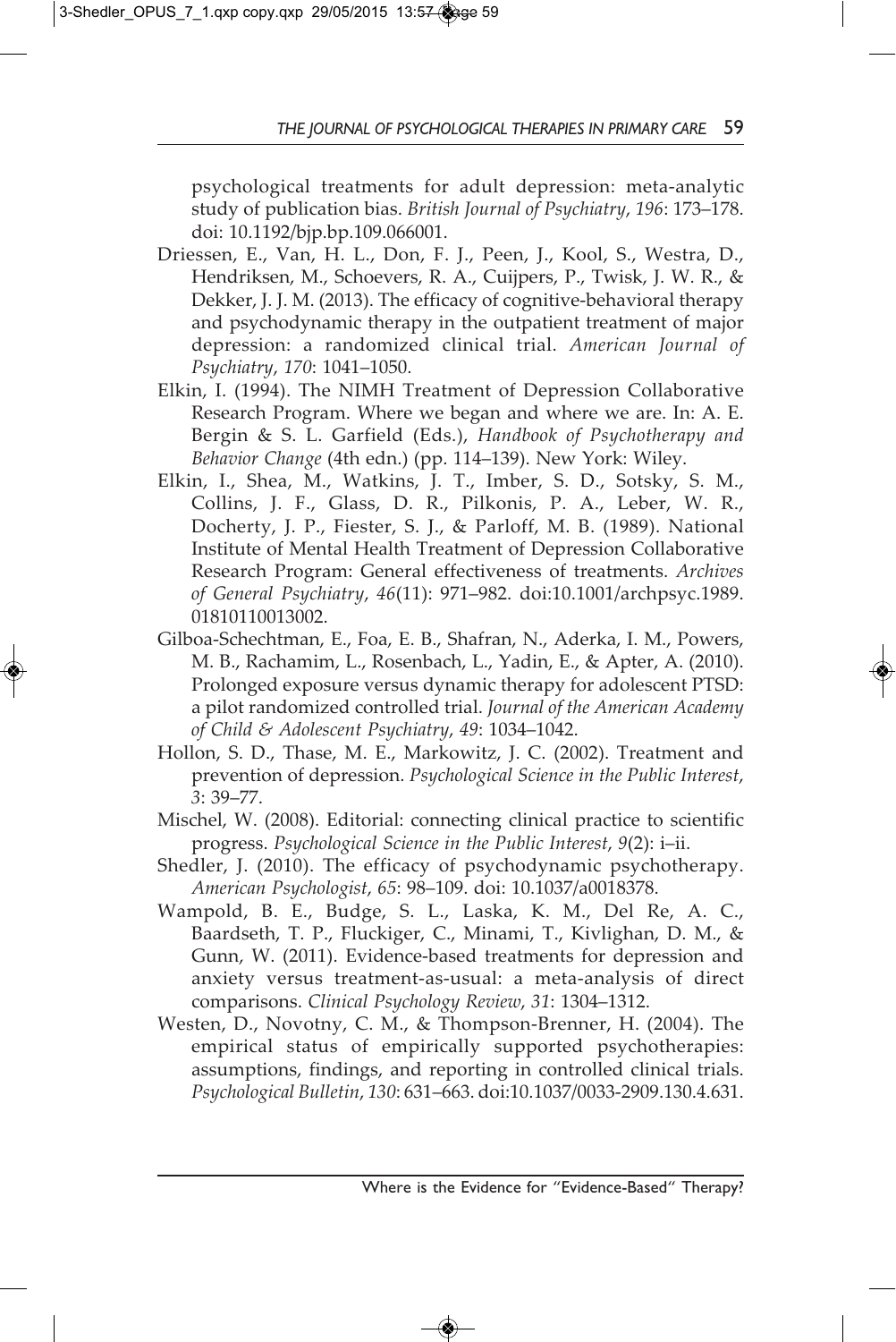psychological treatments for adult depression: meta-analytic study of publication bias. *British Journal of Psychiatry*, *196*: 173–178. doi: 10.1192/bjp.bp.109.066001.

Driessen, E., Van, H. L., Don, F. J., Peen, J., Kool, S., Westra, D., Hendriksen, M., Schoevers, R. A., Cuijpers, P., Twisk, J. W. R., & Dekker, J. J. M. (2013). The efficacy of cognitive-behavioral therapy and psychodynamic therapy in the outpatient treatment of major depression: a randomized clinical trial. *American Journal of Psychiatry*, *170*: 1041–1050.

Elkin, I. (1994). The NIMH Treatment of Depression Collaborative Research Program. Where we began and where we are. In: A. E. Bergin & S. L. Garfield (Eds.), *Handbook of Psychotherapy and Behavior Change* (4th edn.) (pp. 114–139). New York: Wiley.

Elkin, I., Shea, M., Watkins, J. T., Imber, S. D., Sotsky, S. M., Collins, J. F., Glass, D. R., Pilkonis, P. A., Leber, W. R., Docherty, J. P., Fiester, S. J., & Parloff, M. B. (1989). National Institute of Mental Health Treatment of Depression Collaborative Research Program: General effectiveness of treatments. *Archives of General Psychiatry*, *46*(11): 971–982. doi:10.1001/archpsyc.1989.01810110013002.

Gilboa-Schechtman, E., Foa, E. B., Shafran, N., Aderka, I. M., Powers, M. B., Rachamim, L., Rosenbach, L., Yadin, E., & Apter, A. (2010). Prolonged exposure versus dynamic therapy for adolescent PTSD: a pilot randomized controlled trial. *Journal of the American Academy of Child & Adolescent Psychiatry*, *49*: 1034–1042.

Hollon, S. D., Thase, M. E., Markowitz, J. C. (2002). Treatment and prevention of depression. *Psychological Science in the Public Interest*, *3*: 39–77.

Mischel, W. (2008). Editorial: connecting clinical practice to scientific progress. *Psychological Science in the Public Interest*, *9*(2): i–ii.

Shedler, J. (2010). The efficacy of psychodynamic psychotherapy. *American Psychologist*, *65*: 98–109. doi: 10.1037/a0018378.

Wampold, B. E., Budge, S. L., Laska, K. M., Del Re, A. C., Baardseth, T. P., Fluckiger, C., Minami, T., Kivlighan, D. M., & Gunn, W. (2011). Evidence-based treatments for depression and anxiety versus treatment-as-usual: a meta-analysis of direct comparisons. *Clinical Psychology Review*, *31*: 1304–1312.

Westen, D., Novotny, C. M., & Thompson-Brenner, H. (2004). The empirical status of empirically supported psychotherapies: assumptions, findings, and reporting in controlled clinical trials. *Psychological Bulletin*, *130*: 631–663. doi:10.1037/0033-2909.130.4.631.